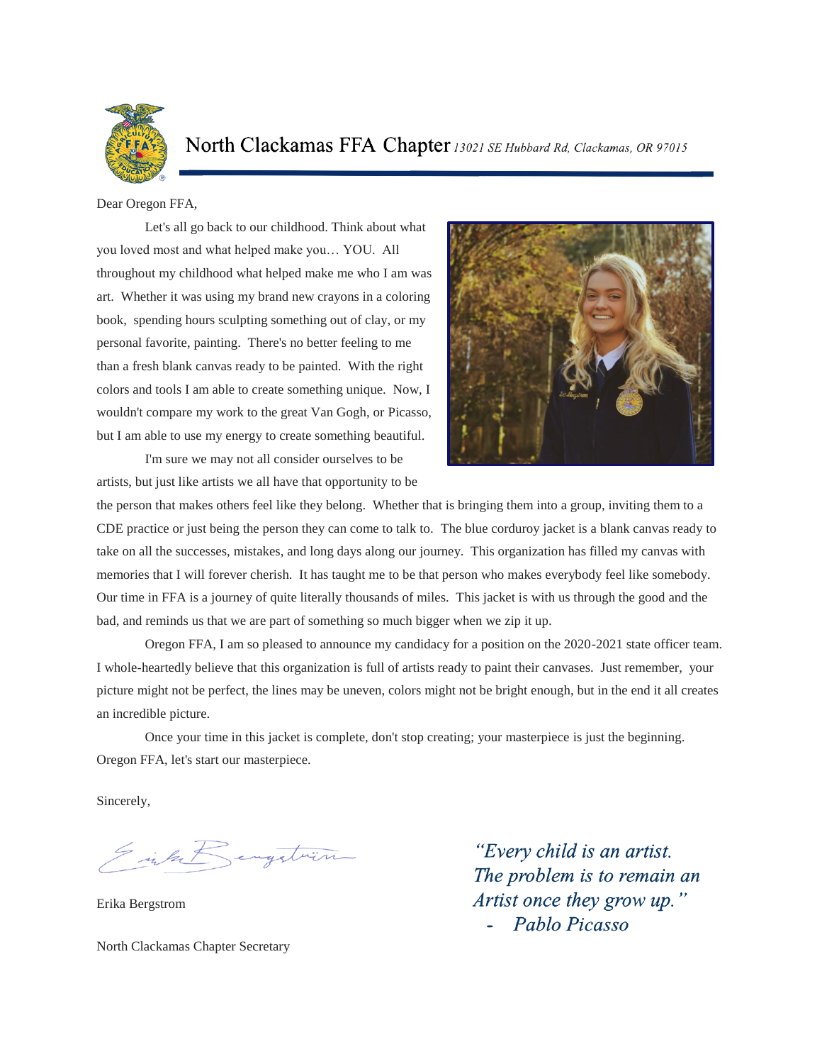# North Clackamas FFA Chapter *13021 SE Hubbard Rd, Clackamas, OR 97015*

Dear Oregon FFA,

Let's all go back to our childhood. Think about what you loved most and what helped make you… YOU. All throughout my childhood what helped make me who I am was art. Whether it was using my brand new crayons in a coloring book, spending hours sculpting something out of clay, or my personal favorite, painting. There's no better feeling to me than a fresh blank canvas ready to be painted. With the right colors and tools I am able to create something unique. Now, I wouldn't compare my work to the great Van Gogh, or Picasso, but I am able to use my energy to create something beautiful.

I'm sure we may not all consider ourselves to be artists, but just like artists we all have that opportunity to be the person that makes others feel like they belong. Whether that is bringing them into a group, inviting them to a CDE practice or just being the person they can come to talk to. The blue corduroy jacket is a blank canvas ready to take on all the successes, mistakes, and long days along our journey. This organization has filled my canvas with memories that I will forever cherish. It has taught me to be that person who makes everybody feel like somebody. Our time in FFA is a journey of quite literally thousands of miles. This jacket is with us through the good and the bad, and reminds us that we are part of something so much bigger when we zip it up.

Oregon FFA, I am so pleased to announce my candidacy for a position on the 2020-2021 state officer team. I whole-heartedly believe that this organization is full of artists ready to paint their canvases. Just remember, your picture might not be perfect, the lines may be uneven, colors might not be bright enough, but in the end it all creates an incredible picture.

Once your time in this jacket is complete, don't stop creating; your masterpiece is just the beginning. Oregon FFA, let's start our masterpiece.

Sincerely,

Erika Bergstrom

North Clackamas Chapter Secretary

*"Every child is an artist.*
*The problem is to remain an*
*Artist once they grow up."*
*- Pablo Picasso*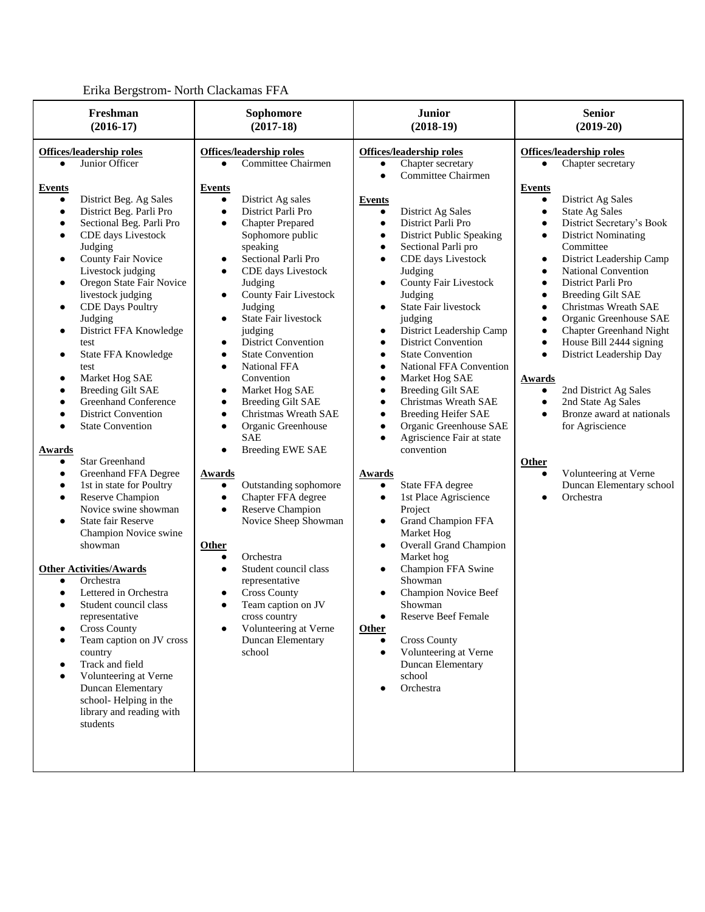Erika Bergstrom- North Clackamas FFA

| Freshman (2016-17) | Sophomore (2017-18) | Junior (2018-19) | Senior (2019-20) |
|---|---|---|---|
| **Offices/leadership roles**<br>• Junior Officer<br><br>**Events**<br>• District Beg. Ag Sales<br>• District Beg. Parli Pro<br>• Sectional Beg. Parli Pro<br>• CDE days Livestock Judging<br>• County Fair Novice Livestock judging<br>• Oregon State Fair Novice livestock judging<br>• CDE Days Poultry Judging<br>• District FFA Knowledge test<br>• State FFA Knowledge test<br>• Market Hog SAE<br>• Breeding Gilt SAE<br>• Greenhand Conference<br>• District Convention<br>• State Convention<br><br>**Awards**<br>• Star Greenhand<br>• Greenhand FFA Degree<br>• 1st in state for Poultry<br>• Reserve Champion Novice swine showman<br>• State fair Reserve Champion Novice swine showman<br><br>**Other Activities/Awards**<br>• Orchestra<br>• Lettered in Orchestra<br>• Student council class representative<br>• Cross County<br>• Team caption on JV cross country<br>• Track and field<br>• Volunteering at Verne Duncan Elementary school- Helping in the library and reading with students | **Offices/leadership roles**<br>• Committee Chairmen<br><br>**Events**<br>• District Ag sales<br>• District Parli Pro<br>• Chapter Prepared Sophomore public speaking<br>• Sectional Parli Pro<br>• CDE days Livestock Judging<br>• County Fair Livestock Judging<br>• State Fair livestock judging<br>• District Convention<br>• State Convention<br>• National FFA Convention<br>• Market Hog SAE<br>• Breeding Gilt SAE<br>• Christmas Wreath SAE<br>• Organic Greenhouse SAE<br>• Breeding EWE SAE<br><br>**Awards**<br>• Outstanding sophomore<br>• Chapter FFA degree<br>• Reserve Champion Novice Sheep Showman<br><br>**Other**<br>• Orchestra<br>• Student council class representative<br>• Cross County<br>• Team caption on JV cross country<br>• Volunteering at Verne Duncan Elementary school | **Offices/leadership roles**<br>• Chapter secretary<br>• Committee Chairmen<br><br>**Events**<br>• District Ag Sales<br>• District Parli Pro<br>• District Public Speaking<br>• Sectional Parli pro<br>• CDE days Livestock Judging<br>• County Fair Livestock Judging<br>• State Fair livestock judging<br>• District Leadership Camp<br>• District Convention<br>• State Convention<br>• National FFA Convention<br>• Market Hog SAE<br>• Breeding Gilt SAE<br>• Christmas Wreath SAE<br>• Breeding Heifer SAE<br>• Organic Greenhouse SAE<br>• Agriscience Fair at state convention<br><br>**Awards**<br>• State FFA degree<br>• 1st Place Agriscience Project<br>• Grand Champion FFA Market Hog<br>• Overall Grand Champion Market hog<br>• Champion FFA Swine Showman<br>• Champion Novice Beef Showman<br>• Reserve Beef Female<br><br>**Other**<br>• Cross County<br>• Volunteering at Verne Duncan Elementary school<br>• Orchestra | **Offices/leadership roles**<br>• Chapter secretary<br><br>**Events**<br>• District Ag Sales<br>• State Ag Sales<br>• District Secretary's Book<br>• District Nominating Committee<br>• District Leadership Camp<br>• National Convention<br>• District Parli Pro<br>• Breeding Gilt SAE<br>• Christmas Wreath SAE<br>• Organic Greenhouse SAE<br>• Chapter Greenhand Night<br>• House Bill 2444 signing<br>• District Leadership Day<br><br>**Awards**<br>• 2nd District Ag Sales<br>• 2nd State Ag Sales<br>• Bronze award at nationals for Agriscience<br><br>**Other**<br>• Volunteering at Verne Duncan Elementary school<br>• Orchestra |